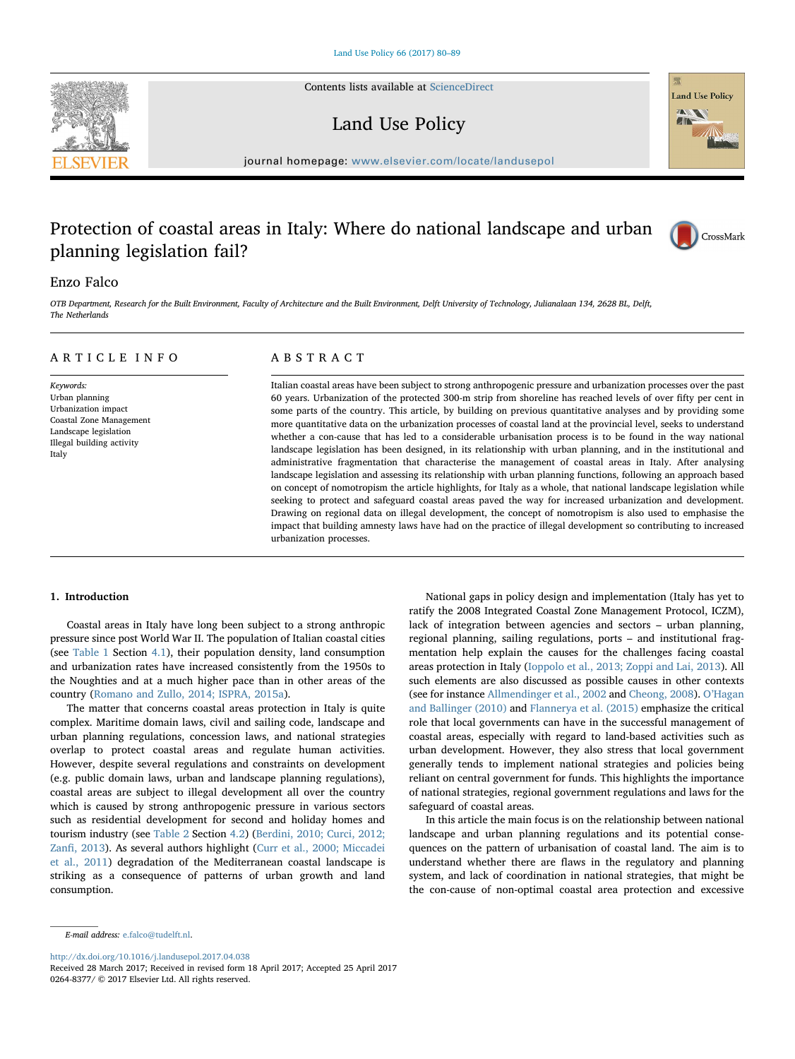# Protection of coastal areas in Italy: Where do national landscape and urban planning legislation fail?

Enzo Falco

*OTB Department, Research for the Built Environment, Faculty of Architecture and the Built Environment, Delft University of Technology, Julianalaan 134, 2628 BL, Delft, The Netherlands*

## ARTICLE INFO

*Keywords:*
Urban planning
Urbanization impact
Coastal Zone Management
Landscape legislation
Illegal building activity
Italy

## ABSTRACT

Italian coastal areas have been subject to strong anthropogenic pressure and urbanization processes over the past 60 years. Urbanization of the protected 300-m strip from shoreline has reached levels of over fifty per cent in some parts of the country. This article, by building on previous quantitative analyses and by providing some more quantitative data on the urbanization processes of coastal land at the provincial level, seeks to understand whether a con-cause that has led to a considerable urbanisation process is to be found in the way national landscape legislation has been designed, in its relationship with urban planning, and in the institutional and administrative fragmentation that characterise the management of coastal areas in Italy. After analysing landscape legislation and assessing its relationship with urban planning functions, following an approach based on concept of nomotropism the article highlights, for Italy as a whole, that national landscape legislation while seeking to protect and safeguard coastal areas paved the way for increased urbanization and development. Drawing on regional data on illegal development, the concept of nomotropism is also used to emphasise the impact that building amnesty laws have had on the practice of illegal development so contributing to increased urbanization processes.

## 1. Introduction

Coastal areas in Italy have long been subject to a strong anthropic pressure since post World War II. The population of Italian coastal cities (see Table 1 Section 4.1), their population density, land consumption and urbanization rates have increased consistently from the 1950s to the Noughties and at a much higher pace than in other areas of the country (Romano and Zullo, 2014; ISPRA, 2015a).

The matter that concerns coastal areas protection in Italy is quite complex. Maritime domain laws, civil and sailing code, landscape and urban planning regulations, concession laws, and national strategies overlap to protect coastal areas and regulate human activities. However, despite several regulations and constraints on development (e.g. public domain laws, urban and landscape planning regulations), coastal areas are subject to illegal development all over the country which is caused by strong anthropogenic pressure in various sectors such as residential development for second and holiday homes and tourism industry (see Table 2 Section 4.2) (Berdini, 2010; Curci, 2012; Zanfi, 2013). As several authors highlight (Curr et al., 2000; Miccadei et al., 2011) degradation of the Mediterranean coastal landscape is striking as a consequence of patterns of urban growth and land consumption.

National gaps in policy design and implementation (Italy has yet to ratify the 2008 Integrated Coastal Zone Management Protocol, ICZM), lack of integration between agencies and sectors – urban planning, regional planning, sailing regulations, ports – and institutional fragmentation help explain the causes for the challenges facing coastal areas protection in Italy (Ioppolo et al., 2013; Zoppi and Lai, 2013). All such elements are also discussed as possible causes in other contexts (see for instance Allmendinger et al., 2002 and Cheong, 2008). O'Hagan and Ballinger (2010) and Flannerya et al. (2015) emphasize the critical role that local governments can have in the successful management of coastal areas, especially with regard to land-based activities such as urban development. However, they also stress that local government generally tends to implement national strategies and policies being reliant on central government for funds. This highlights the importance of national strategies, regional government regulations and laws for the safeguard of coastal areas.

In this article the main focus is on the relationship between national landscape and urban planning regulations and its potential consequences on the pattern of urbanisation of coastal land. The aim is to understand whether there are flaws in the regulatory and planning system, and lack of coordination in national strategies, that might be the con-cause of non-optimal coastal area protection and excessive

E-mail address: e.falco@tudelft.nl.

http://dx.doi.org/10.1016/j.landusepol.2017.04.038
Received 28 March 2017; Received in revised form 18 April 2017; Accepted 25 April 2017
0264-8377/ © 2017 Elsevier Ltd. All rights reserved.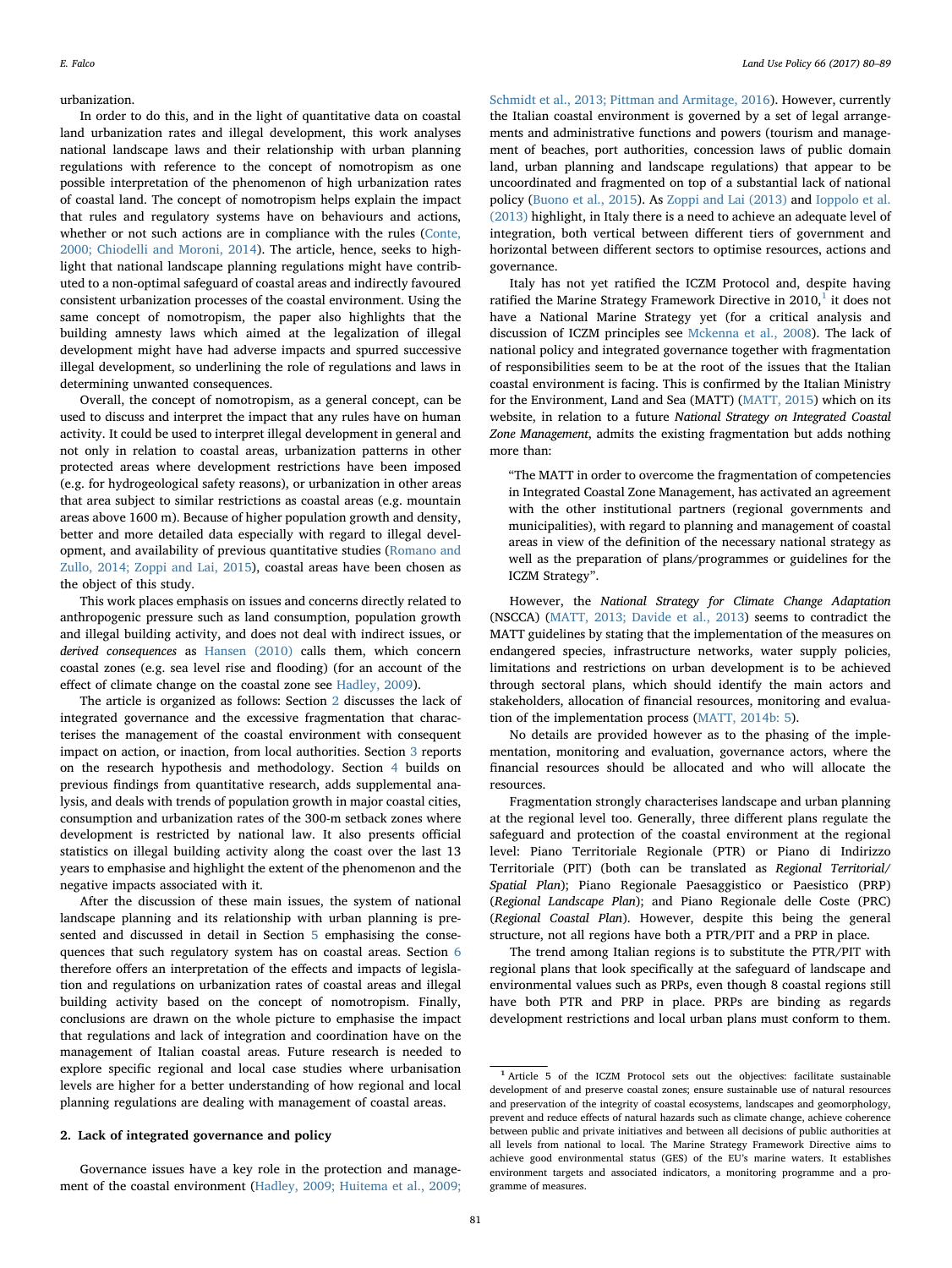urbanization.

In order to do this, and in the light of quantitative data on coastal land urbanization rates and illegal development, this work analyses national landscape laws and their relationship with urban planning regulations with reference to the concept of nomotropism as one possible interpretation of the phenomenon of high urbanization rates of coastal land. The concept of nomotropism helps explain the impact that rules and regulatory systems have on behaviours and actions, whether or not such actions are in compliance with the rules (Conte, 2000; Chiodelli and Moroni, 2014). The article, hence, seeks to highlight that national landscape planning regulations might have contributed to a non-optimal safeguard of coastal areas and indirectly favoured consistent urbanization processes of the coastal environment. Using the same concept of nomotropism, the paper also highlights that the building amnesty laws which aimed at the legalization of illegal development might have had adverse impacts and spurred successive illegal development, so underlining the role of regulations and laws in determining unwanted consequences.

Overall, the concept of nomotropism, as a general concept, can be used to discuss and interpret the impact that any rules have on human activity. It could be used to interpret illegal development in general and not only in relation to coastal areas, urbanization patterns in other protected areas where development restrictions have been imposed (e.g. for hydrogeological safety reasons), or urbanization in other areas that area subject to similar restrictions as coastal areas (e.g. mountain areas above 1600 m). Because of higher population growth and density, better and more detailed data especially with regard to illegal development, and availability of previous quantitative studies (Romano and Zullo, 2014; Zoppi and Lai, 2015), coastal areas have been chosen as the object of this study.

This work places emphasis on issues and concerns directly related to anthropogenic pressure such as land consumption, population growth and illegal building activity, and does not deal with indirect issues, or *derived consequences* as Hansen (2010) calls them, which concern coastal zones (e.g. sea level rise and flooding) (for an account of the effect of climate change on the coastal zone see Hadley, 2009).

The article is organized as follows: Section 2 discusses the lack of integrated governance and the excessive fragmentation that characterises the management of the coastal environment with consequent impact on action, or inaction, from local authorities. Section 3 reports on the research hypothesis and methodology. Section 4 builds on previous findings from quantitative research, adds supplemental analysis, and deals with trends of population growth in major coastal cities, consumption and urbanization rates of the 300-m setback zones where development is restricted by national law. It also presents official statistics on illegal building activity along the coast over the last 13 years to emphasise and highlight the extent of the phenomenon and the negative impacts associated with it.

After the discussion of these main issues, the system of national landscape planning and its relationship with urban planning is presented and discussed in detail in Section 5 emphasising the consequences that such regulatory system has on coastal areas. Section 6 therefore offers an interpretation of the effects and impacts of legislation and regulations on urbanization rates of coastal areas and illegal building activity based on the concept of nomotropism. Finally, conclusions are drawn on the whole picture to emphasise the impact that regulations and lack of integration and coordination have on the management of Italian coastal areas. Future research is needed to explore specific regional and local case studies where urbanisation levels are higher for a better understanding of how regional and local planning regulations are dealing with management of coastal areas.

## 2. Lack of integrated governance and policy

Governance issues have a key role in the protection and management of the coastal environment (Hadley, 2009; Huitema et al., 2009; Schmidt et al., 2013; Pittman and Armitage, 2016). However, currently the Italian coastal environment is governed by a set of legal arrangements and administrative functions and powers (tourism and management of beaches, port authorities, concession laws of public domain land, urban planning and landscape regulations) that appear to be uncoordinated and fragmented on top of a substantial lack of national policy (Buono et al., 2015). As Zoppi and Lai (2013) and Ioppolo et al. (2013) highlight, in Italy there is a need to achieve an adequate level of integration, both vertical between different tiers of government and horizontal between different sectors to optimise resources, actions and governance.

Italy has not yet ratified the ICZM Protocol and, despite having ratified the Marine Strategy Framework Directive in 2010,[1] it does not have a National Marine Strategy yet (for a critical analysis and discussion of ICZM principles see Mckenna et al., 2008). The lack of national policy and integrated governance together with fragmentation of responsibilities seem to be at the root of the issues that the Italian coastal environment is facing. This is confirmed by the Italian Ministry for the Environment, Land and Sea (MATT) (MATT, 2015) which on its website, in relation to a future *National Strategy on Integrated Coastal Zone Management*, admits the existing fragmentation but adds nothing more than:

> "The MATT in order to overcome the fragmentation of competencies in Integrated Coastal Zone Management, has activated an agreement with the other institutional partners (regional governments and municipalities), with regard to planning and management of coastal areas in view of the definition of the necessary national strategy as well as the preparation of plans/programmes or guidelines for the ICZM Strategy".

However, the *National Strategy for Climate Change Adaptation* (NSCCA) (MATT, 2013; Davide et al., 2013) seems to contradict the MATT guidelines by stating that the implementation of the measures on endangered species, infrastructure networks, water supply policies, limitations and restrictions on urban development is to be achieved through sectoral plans, which should identify the main actors and stakeholders, allocation of financial resources, monitoring and evaluation of the implementation process (MATT, 2014b: 5).

No details are provided however as to the phasing of the implementation, monitoring and evaluation, governance actors, where the financial resources should be allocated and who will allocate the resources.

Fragmentation strongly characterises landscape and urban planning at the regional level too. Generally, three different plans regulate the safeguard and protection of the coastal environment at the regional level: Piano Territoriale Regionale (PTR) or Piano di Indirizzo Territoriale (PIT) (both can be translated as *Regional Territorial/Spatial Plan*); Piano Regionale Paesaggistico or Paesistico (PRP) (*Regional Landscape Plan*); and Piano Regionale delle Coste (PRC) (*Regional Coastal Plan*). However, despite this being the general structure, not all regions have both a PTR/PIT and a PRP in place.

The trend among Italian regions is to substitute the PTR/PIT with regional plans that look specifically at the safeguard of landscape and environmental values such as PRPs, even though 8 coastal regions still have both PTR and PRP in place. PRPs are binding as regards development restrictions and local urban plans must conform to them.

[1] Article 5 of the ICZM Protocol sets out the objectives: facilitate sustainable development of and preserve coastal zones; ensure sustainable use of natural resources and preservation of the integrity of coastal ecosystems, landscapes and geomorphology, prevent and reduce effects of natural hazards such as climate change, achieve coherence between public and private initiatives and between all decisions of public authorities at all levels from national to local. The Marine Strategy Framework Directive aims to achieve good environmental status (GES) of the EU's marine waters. It establishes environment targets and associated indicators, a monitoring programme and a programme of measures.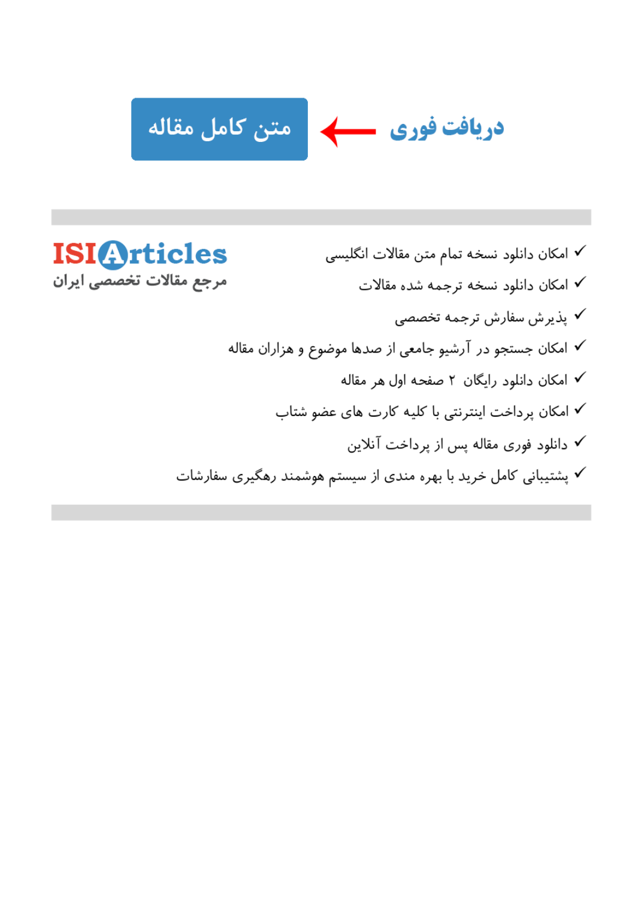متن کامل مقاله ← دریافت فوری

ISIArticles
مرجع مقالات تخصصی ایران

- ✓ امکان دانلود نسخه تمام متن مقالات انگلیسی
- ✓ امکان دانلود نسخه ترجمه شده مقالات
- ✓ پذیرش سفارش ترجمه تخصصی
- ✓ امکان جستجو در آرشیو جامعی از صدها موضوع و هزاران مقاله
- ✓ امکان دانلود رایگان ۲ صفحه اول هر مقاله
- ✓ امکان پرداخت اینترنتی با کلیه کارت های عضو شتاب
- ✓ دانلود فوری مقاله پس از پرداخت آنلاین
- ✓ پشتیبانی کامل خرید با بهره مندی از سیستم هوشمند رهگیری سفارشات